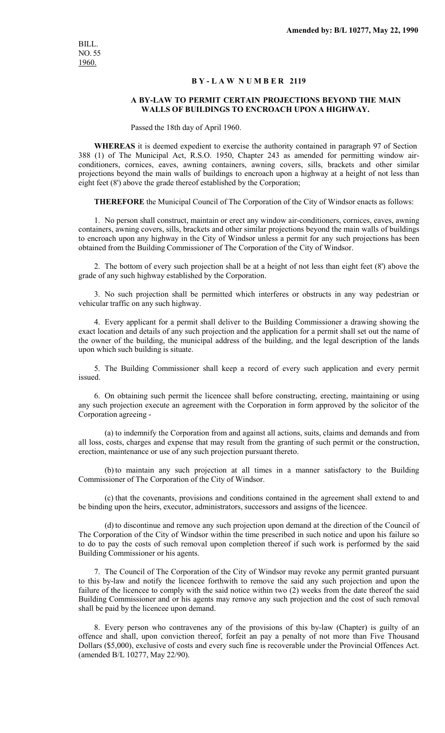**Amended by: B/L 10277, May 22, 1990**

BILL.
NO. 55
1960.

# BY-LAW NUMBER 2119

## A BY-LAW TO PERMIT CERTAIN PROJECTIONS BEYOND THE MAIN WALLS OF BUILDINGS TO ENCROACH UPON A HIGHWAY.

Passed the 18th day of April 1960.

**WHEREAS** it is deemed expedient to exercise the authority contained in paragraph 97 of Section 388 (1) of The Municipal Act, R.S.O. 1950, Chapter 243 as amended for permitting window air-conditioners, cornices, eaves, awning containers, awning covers, sills, brackets and other similar projections beyond the main walls of buildings to encroach upon a highway at a height of not less than eight feet (8') above the grade thereof established by the Corporation;

**THEREFORE** the Municipal Council of The Corporation of the City of Windsor enacts as follows:

1. No person shall construct, maintain or erect any window air-conditioners, cornices, eaves, awning containers, awning covers, sills, brackets and other similar projections beyond the main walls of buildings to encroach upon any highway in the City of Windsor unless a permit for any such projections has been obtained from the Building Commissioner of The Corporation of the City of Windsor.

2. The bottom of every such projection shall be at a height of not less than eight feet (8') above the grade of any such highway established by the Corporation.

3. No such projection shall be permitted which interferes or obstructs in any way pedestrian or vehicular traffic on any such highway.

4. Every applicant for a permit shall deliver to the Building Commissioner a drawing showing the exact location and details of any such projection and the application for a permit shall set out the name of the owner of the building, the municipal address of the building, and the legal description of the lands upon which such building is situate.

5. The Building Commissioner shall keep a record of every such application and every permit issued.

6. On obtaining such permit the licencee shall before constructing, erecting, maintaining or using any such projection execute an agreement with the Corporation in form approved by the solicitor of the Corporation agreeing -

   (a) to indemnify the Corporation from and against all actions, suits, claims and demands and from all loss, costs, charges and expense that may result from the granting of such permit or the construction, erection, maintenance or use of any such projection pursuant thereto.

   (b) to maintain any such projection at all times in a manner satisfactory to the Building Commissioner of The Corporation of the City of Windsor.

   (c) that the covenants, provisions and conditions contained in the agreement shall extend to and be binding upon the heirs, executor, administrators, successors and assigns of the licencee.

   (d) to discontinue and remove any such projection upon demand at the direction of the Council of The Corporation of the City of Windsor within the time prescribed in such notice and upon his failure so to do to pay the costs of such removal upon completion thereof if such work is performed by the said Building Commissioner or his agents.

7. The Council of The Corporation of the City of Windsor may revoke any permit granted pursuant to this by-law and notify the licencee forthwith to remove the said any such projection and upon the failure of the licencee to comply with the said notice within two (2) weeks from the date thereof the said Building Commissioner and or his agents may remove any such projection and the cost of such removal shall be paid by the licencee upon demand.

8. Every person who contravenes any of the provisions of this by-law (Chapter) is guilty of an offence and shall, upon conviction thereof, forfeit an pay a penalty of not more than Five Thousand Dollars ($5,000), exclusive of costs and every such fine is recoverable under the Provincial Offences Act. (amended B/L 10277, May 22/90).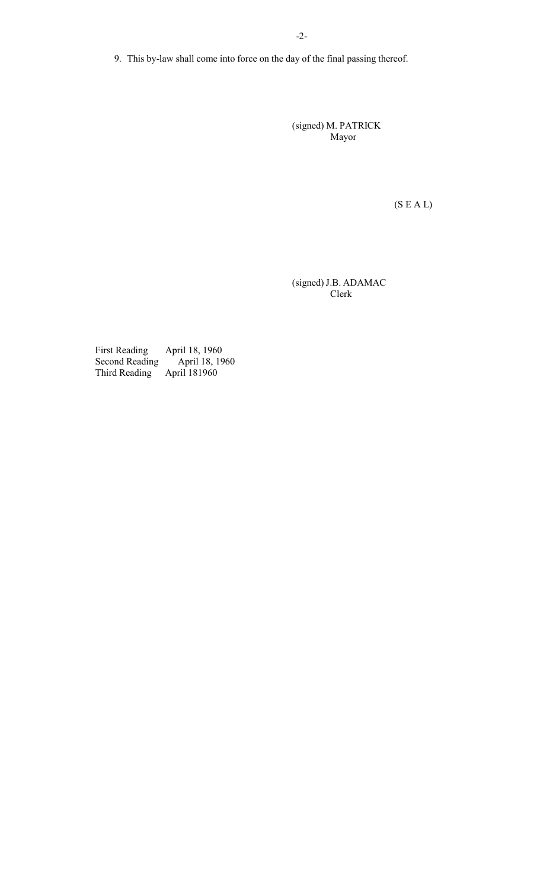9. This by-law shall come into force on the day of the final passing thereof.

(signed) M. PATRICK
Mayor

(S E A L)

(signed) J.B. ADAMAC
Clerk

First Reading April 18, 1960
Second Reading April 18, 1960
Third Reading April 181960